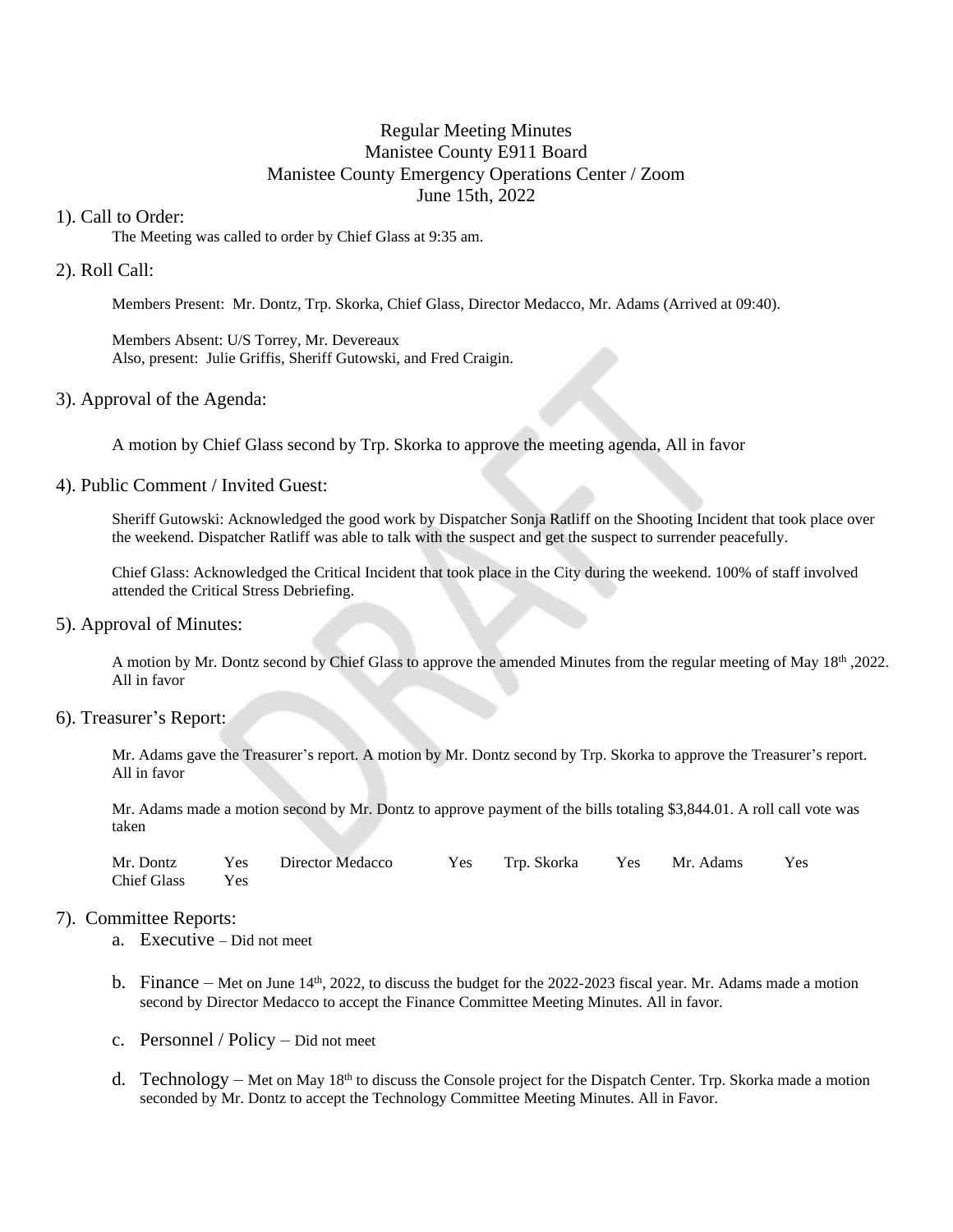# Regular Meeting Minutes
## Manistee County E911 Board
## Manistee County Emergency Operations Center / Zoom
## June 15th, 2022

1). Call to Order:

The Meeting was called to order by Chief Glass at 9:35 am.

2). Roll Call:

Members Present: Mr. Dontz, Trp. Skorka, Chief Glass, Director Medacco, Mr. Adams (Arrived at 09:40).

Members Absent: U/S Torrey, Mr. Devereaux
Also, present: Julie Griffis, Sheriff Gutowski, and Fred Craigin.

3). Approval of the Agenda:

A motion by Chief Glass second by Trp. Skorka to approve the meeting agenda, All in favor

4). Public Comment / Invited Guest:

Sheriff Gutowski: Acknowledged the good work by Dispatcher Sonja Ratliff on the Shooting Incident that took place over the weekend. Dispatcher Ratliff was able to talk with the suspect and get the suspect to surrender peacefully.

Chief Glass: Acknowledged the Critical Incident that took place in the City during the weekend. 100% of staff involved attended the Critical Stress Debriefing.

5). Approval of Minutes:

A motion by Mr. Dontz second by Chief Glass to approve the amended Minutes from the regular meeting of May 18th ,2022. All in favor

6). Treasurer's Report:

Mr. Adams gave the Treasurer's report. A motion by Mr. Dontz second by Trp. Skorka to approve the Treasurer's report. All in favor

Mr. Adams made a motion second by Mr. Dontz to approve payment of the bills totaling $3,844.01. A roll call vote was taken

| Mr. Dontz | Yes | Director Medacco | Yes | Trp. Skorka | Yes | Mr. Adams | Yes |
|---|---|---|---|---|---|---|---|
| Chief Glass | Yes | | | | | | |

7). Committee Reports:

a. Executive – Did not meet

b. Finance – Met on June 14th, 2022, to discuss the budget for the 2022-2023 fiscal year. Mr. Adams made a motion second by Director Medacco to accept the Finance Committee Meeting Minutes. All in favor.

c. Personnel / Policy – Did not meet

d. Technology – Met on May 18th to discuss the Console project for the Dispatch Center. Trp. Skorka made a motion seconded by Mr. Dontz to accept the Technology Committee Meeting Minutes. All in Favor.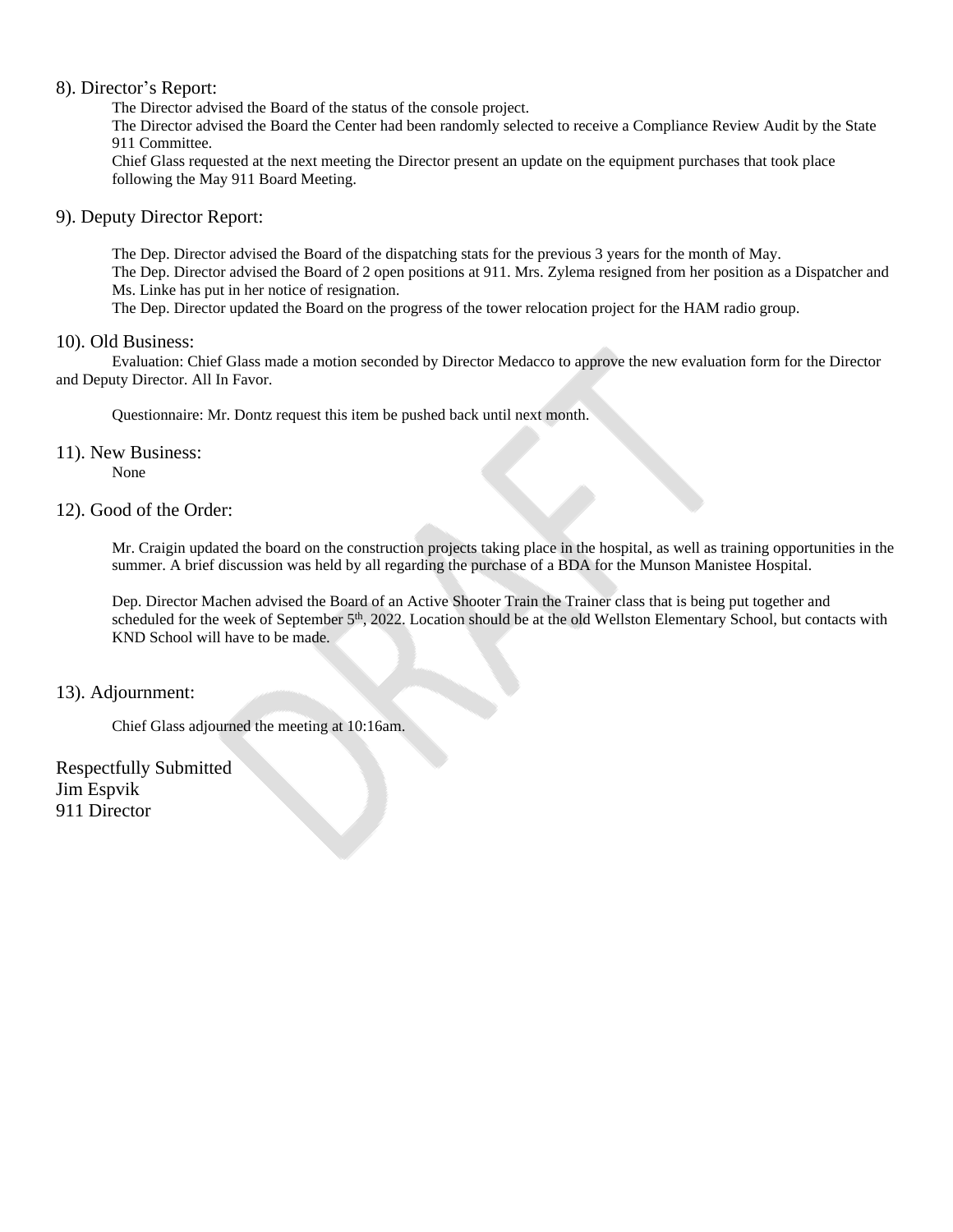8). Director's Report:

The Director advised the Board of the status of the console project.

The Director advised the Board the Center had been randomly selected to receive a Compliance Review Audit by the State 911 Committee.

Chief Glass requested at the next meeting the Director present an update on the equipment purchases that took place following the May 911 Board Meeting.

9). Deputy Director Report:

The Dep. Director advised the Board of the dispatching stats for the previous 3 years for the month of May.

The Dep. Director advised the Board of 2 open positions at 911. Mrs. Zylema resigned from her position as a Dispatcher and Ms. Linke has put in her notice of resignation.

The Dep. Director updated the Board on the progress of the tower relocation project for the HAM radio group.

10). Old Business:

Evaluation: Chief Glass made a motion seconded by Director Medacco to approve the new evaluation form for the Director and Deputy Director. All In Favor.

Questionnaire: Mr. Dontz request this item be pushed back until next month.

11). New Business:

None

12). Good of the Order:

Mr. Craigin updated the board on the construction projects taking place in the hospital, as well as training opportunities in the summer. A brief discussion was held by all regarding the purchase of a BDA for the Munson Manistee Hospital.

Dep. Director Machen advised the Board of an Active Shooter Train the Trainer class that is being put together and scheduled for the week of September 5th, 2022. Location should be at the old Wellston Elementary School, but contacts with KND School will have to be made.

13). Adjournment:

Chief Glass adjourned the meeting at 10:16am.

Respectfully Submitted
Jim Espvik
911 Director